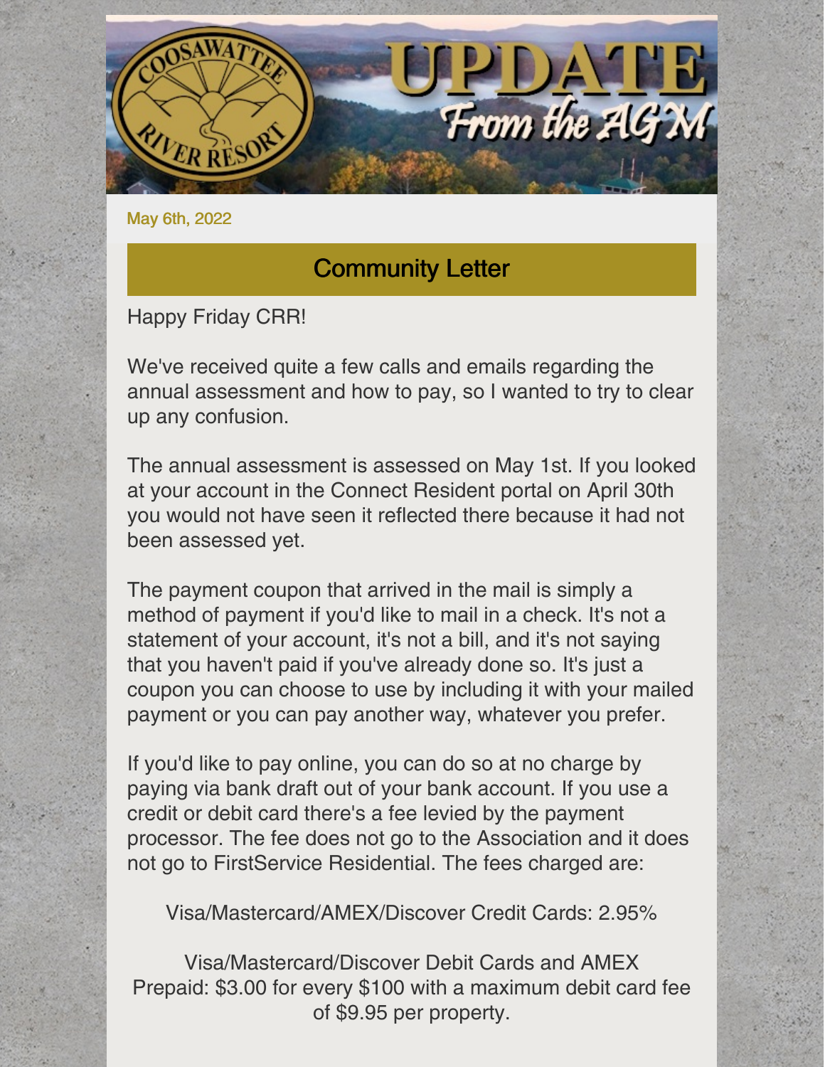# UPDATE From the AGM

May 6th, 2022

## Community Letter

Happy Friday CRR!

We've received quite a few calls and emails regarding the annual assessment and how to pay, so I wanted to try to clear up any confusion.

The annual assessment is assessed on May 1st. If you looked at your account in the Connect Resident portal on April 30th you would not have seen it reflected there because it had not been assessed yet.

The payment coupon that arrived in the mail is simply a method of payment if you'd like to mail in a check. It's not a statement of your account, it's not a bill, and it's not saying that you haven't paid if you've already done so. It's just a coupon you can choose to use by including it with your mailed payment or you can pay another way, whatever you prefer.

If you'd like to pay online, you can do so at no charge by paying via bank draft out of your bank account. If you use a credit or debit card there's a fee levied by the payment processor. The fee does not go to the Association and it does not go to FirstService Residential. The fees charged are:

Visa/Mastercard/AMEX/Discover Credit Cards: 2.95%

Visa/Mastercard/Discover Debit Cards and AMEX Prepaid: $3.00 for every $100 with a maximum debit card fee of $9.95 per property.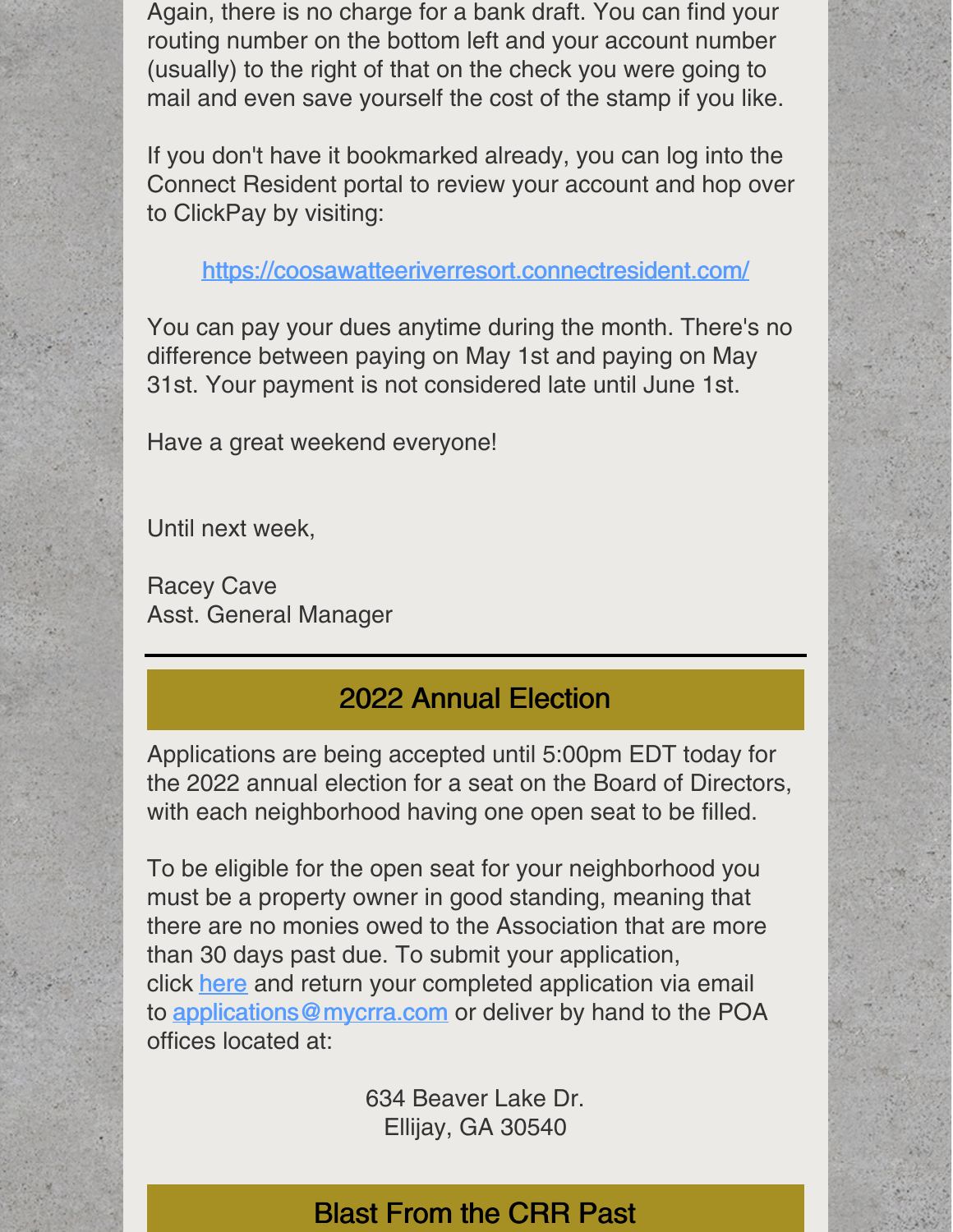Again, there is no charge for a bank draft. You can find your routing number on the bottom left and your account number (usually) to the right of that on the check you were going to mail and even save yourself the cost of the stamp if you like.

If you don't have it bookmarked already, you can log into the Connect Resident portal to review your account and hop over to ClickPay by visiting:

https://coosawatteeriverresort.connectresident.com/

You can pay your dues anytime during the month. There's no difference between paying on May 1st and paying on May 31st. Your payment is not considered late until June 1st.

Have a great weekend everyone!

Until next week,

Racey Cave
Asst. General Manager

---

## 2022 Annual Election

Applications are being accepted until 5:00pm EDT today for the 2022 annual election for a seat on the Board of Directors, with each neighborhood having one open seat to be filled.

To be eligible for the open seat for your neighborhood you must be a property owner in good standing, meaning that there are no monies owed to the Association that are more than 30 days past due. To submit your application, click here and return your completed application via email to applications@mycrra.com or deliver by hand to the POA offices located at:

634 Beaver Lake Dr.
Ellijay, GA 30540

## Blast From the CRR Past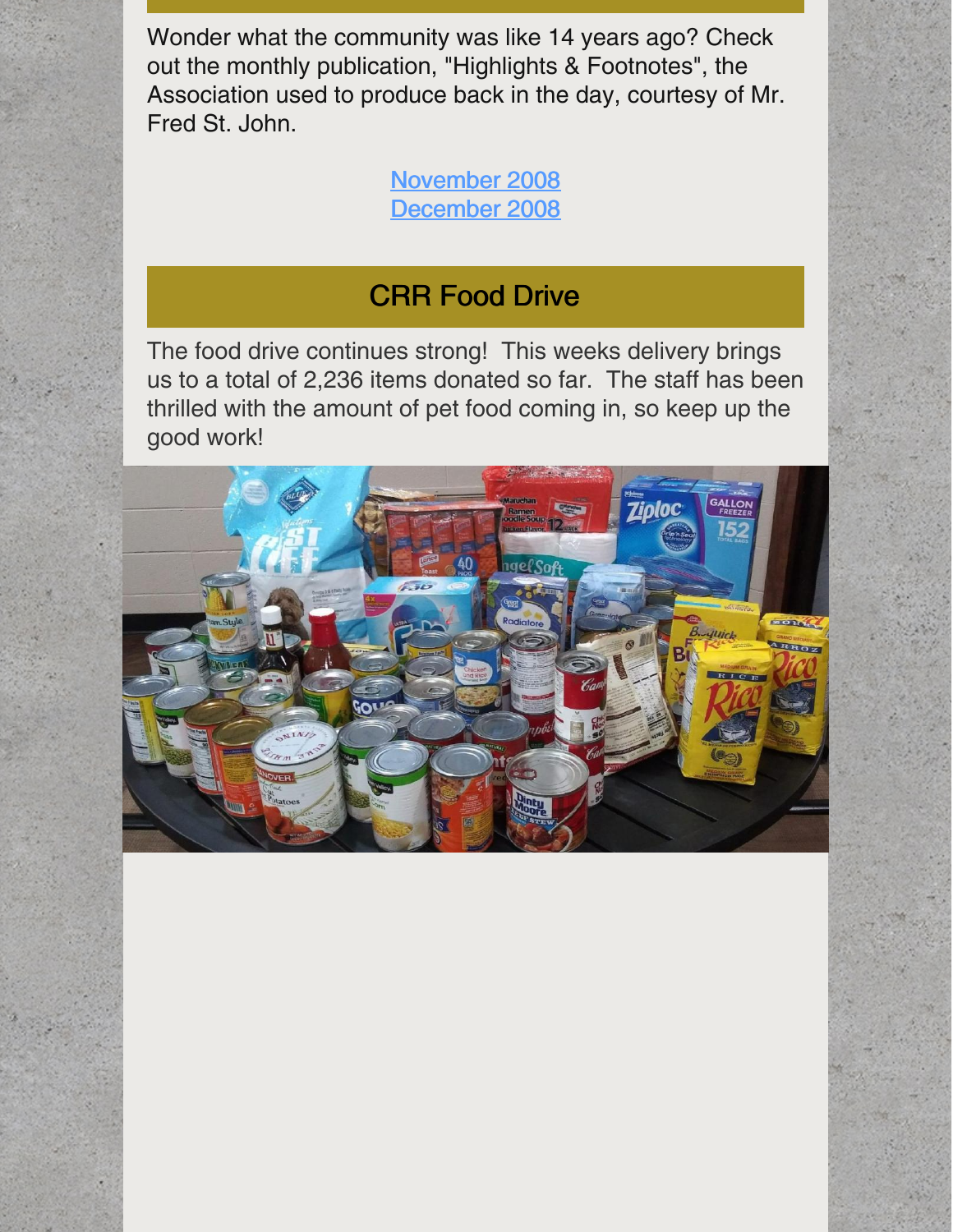Wonder what the community was like 14 years ago? Check out the monthly publication, "Highlights & Footnotes", the Association used to produce back in the day, courtesy of Mr. Fred St. John.

November 2008
December 2008

## CRR Food Drive

The food drive continues strong! This weeks delivery brings us to a total of 2,236 items donated so far. The staff has been thrilled with the amount of pet food coming in, so keep up the good work!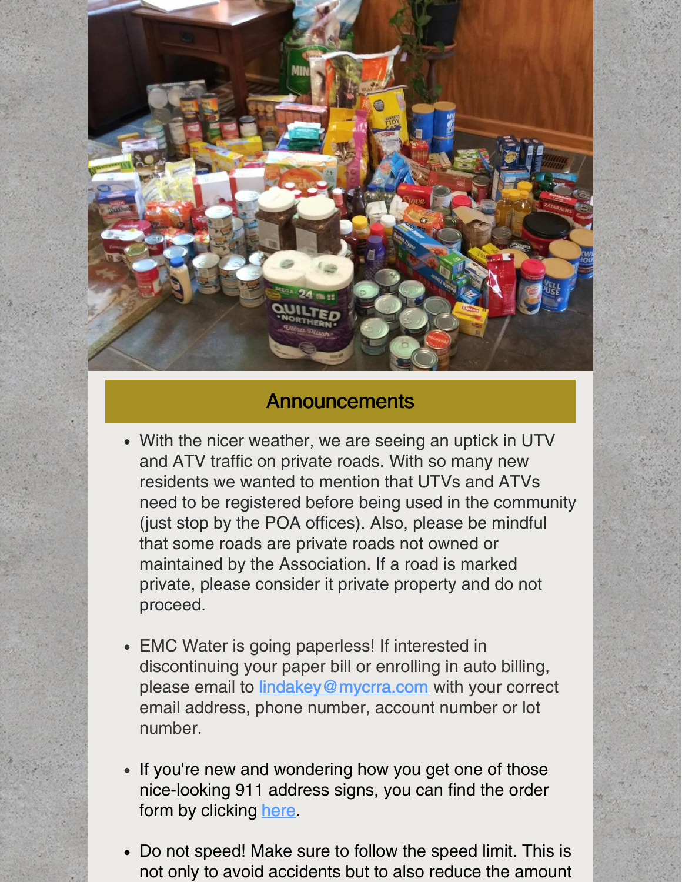## Announcements

- With the nicer weather, we are seeing an uptick in UTV and ATV traffic on private roads. With so many new residents we wanted to mention that UTVs and ATVs need to be registered before being used in the community (just stop by the POA offices). Also, please be mindful that some roads are private roads not owned or maintained by the Association. If a road is marked private, please consider it private property and do not proceed.

- EMC Water is going paperless! If interested in discontinuing your paper bill or enrolling in auto billing, please email to lindakey@mycrra.com with your correct email address, phone number, account number or lot number.

- If you're new and wondering how you get one of those nice-looking 911 address signs, you can find the order form by clicking here.

- Do not speed! Make sure to follow the speed limit. This is not only to avoid accidents but to also reduce the amount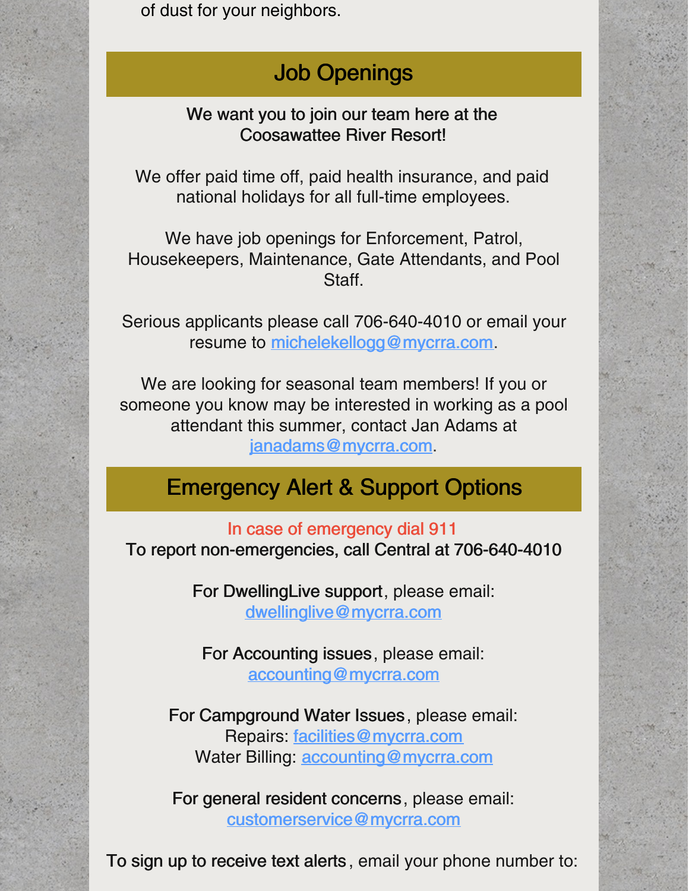of dust for your neighbors.

## Job Openings

We want you to join our team here at the Coosawattee River Resort!

We offer paid time off, paid health insurance, and paid national holidays for all full-time employees.

We have job openings for Enforcement, Patrol, Housekeepers, Maintenance, Gate Attendants, and Pool Staff.

Serious applicants please call 706-640-4010 or email your resume to michelekellogg@mycrra.com.

We are looking for seasonal team members! If you or someone you know may be interested in working as a pool attendant this summer, contact Jan Adams at janadams@mycrra.com.

## Emergency Alert & Support Options

In case of emergency dial 911
To report non-emergencies, call Central at 706-640-4010

For DwellingLive support, please email:
dwellinglive@mycrra.com

For Accounting issues, please email:
accounting@mycrra.com

For Campground Water Issues, please email:
Repairs: facilities@mycrra.com
Water Billing: accounting@mycrra.com

For general resident concerns, please email:
customerservice@mycrra.com

To sign up to receive text alerts, email your phone number to: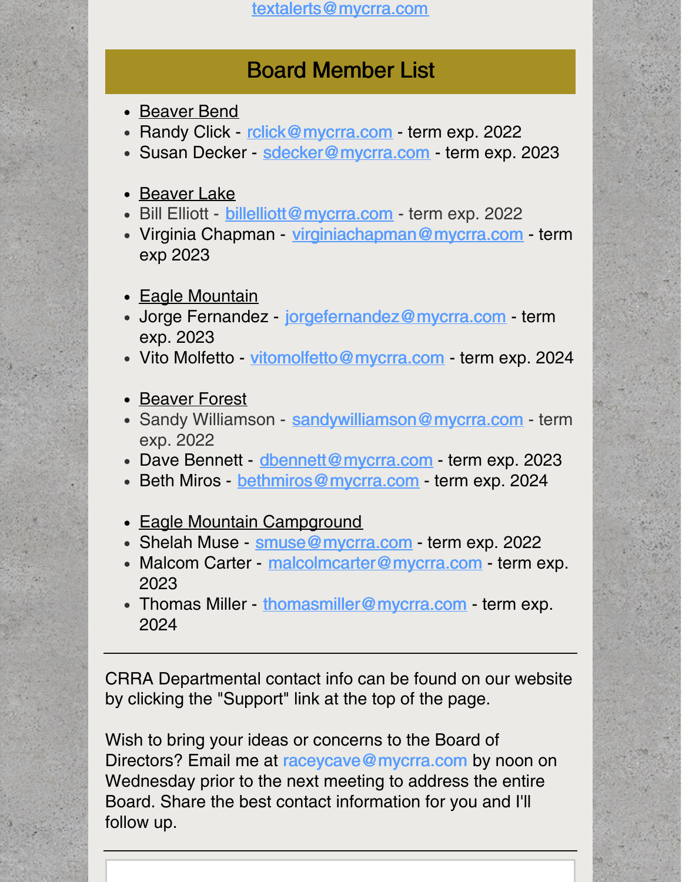textalerts@mycrra.com

## Board Member List

- Beaver Bend
- Randy Click - rclick@mycrra.com - term exp. 2022
- Susan Decker - sdecker@mycrra.com - term exp. 2023

- Beaver Lake
- Bill Elliott - billelliott@mycrra.com - term exp. 2022
- Virginia Chapman - virginiachapman@mycrra.com - term exp 2023

- Eagle Mountain
- Jorge Fernandez - jorgefernandez@mycrra.com - term exp. 2023
- Vito Molfetto - vitomolfetto@mycrra.com - term exp. 2024

- Beaver Forest
- Sandy Williamson - sandywilliamson@mycrra.com - term exp. 2022
- Dave Bennett - dbennett@mycrra.com - term exp. 2023
- Beth Miros - bethmiros@mycrra.com - term exp. 2024

- Eagle Mountain Campground
- Shelah Muse - smuse@mycrra.com - term exp. 2022
- Malcom Carter - malcolmcarter@mycrra.com - term exp. 2023
- Thomas Miller - thomasmiller@mycrra.com - term exp. 2024

---

CRRA Departmental contact info can be found on our website by clicking the "Support" link at the top of the page.

Wish to bring your ideas or concerns to the Board of Directors? Email me at raceycave@mycrra.com by noon on Wednesday prior to the next meeting to address the entire Board. Share the best contact information for you and I'll follow up.

---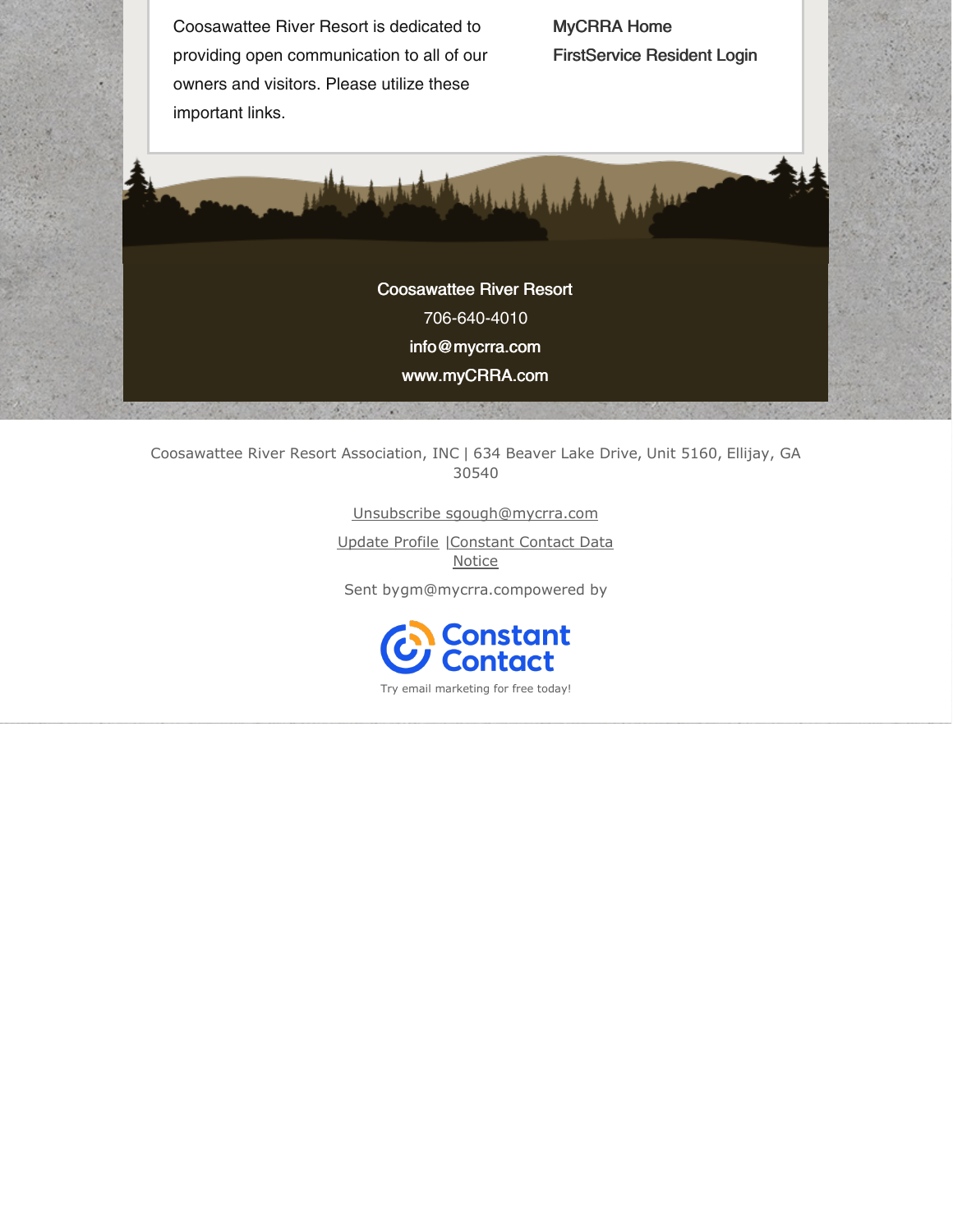Coosawattee River Resort is dedicated to providing open communication to all of our owners and visitors. Please utilize these important links.

MyCRRA Home

FirstService Resident Login

Coosawattee River Resort

706-640-4010

info@mycrra.com

www.myCRRA.com

Coosawattee River Resort Association, INC | 634 Beaver Lake Drive, Unit 5160, Ellijay, GA 30540

Unsubscribe sgough@mycrra.com

Update Profile |Constant Contact Data Notice

Sent bygm@mycrra.compowered by

Constant Contact

Try email marketing for free today!